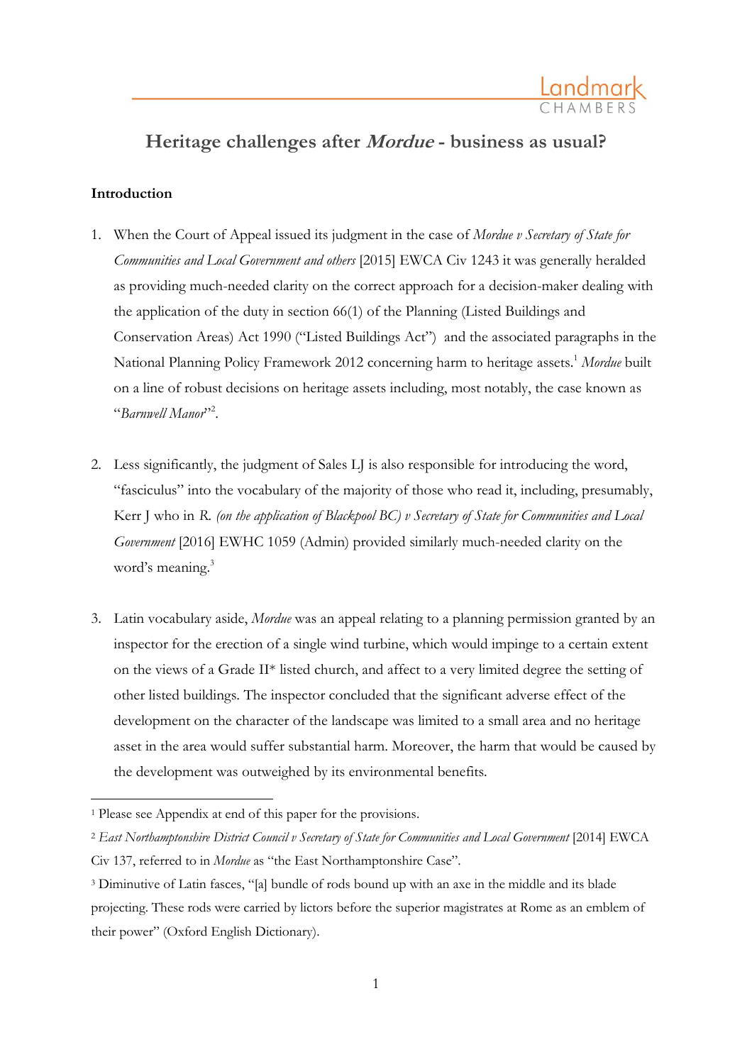# Heritage challenges after *Mordue* - business as usual?

**Introduction**

1. When the Court of Appeal issued its judgment in the case of *Mordue v Secretary of State for Communities and Local Government and others* [2015] EWCA Civ 1243 it was generally heralded as providing much-needed clarity on the correct approach for a decision-maker dealing with the application of the duty in section 66(1) of the Planning (Listed Buildings and Conservation Areas) Act 1990 ("Listed Buildings Act") and the associated paragraphs in the National Planning Policy Framework 2012 concerning harm to heritage assets.[1] *Mordue* built on a line of robust decisions on heritage assets including, most notably, the case known as "*Barnwell Manor*"[2].

2. Less significantly, the judgment of Sales LJ is also responsible for introducing the word, "fasciculus" into the vocabulary of the majority of those who read it, including, presumably, Kerr J who in *R. (on the application of Blackpool BC) v Secretary of State for Communities and Local Government* [2016] EWHC 1059 (Admin) provided similarly much-needed clarity on the word's meaning.[3]

3. Latin vocabulary aside, *Mordue* was an appeal relating to a planning permission granted by an inspector for the erection of a single wind turbine, which would impinge to a certain extent on the views of a Grade II* listed church, and affect to a very limited degree the setting of other listed buildings. The inspector concluded that the significant adverse effect of the development on the character of the landscape was limited to a small area and no heritage asset in the area would suffer substantial harm. Moreover, the harm that would be caused by the development was outweighed by its environmental benefits.

---

[1] Please see Appendix at end of this paper for the provisions.

[2] *East Northamptonshire District Council v Secretary of State for Communities and Local Government* [2014] EWCA Civ 137, referred to in *Mordue* as "the East Northamptonshire Case".

[3] Diminutive of Latin fasces, "[a] bundle of rods bound up with an axe in the middle and its blade projecting. These rods were carried by lictors before the superior magistrates at Rome as an emblem of their power" (Oxford English Dictionary).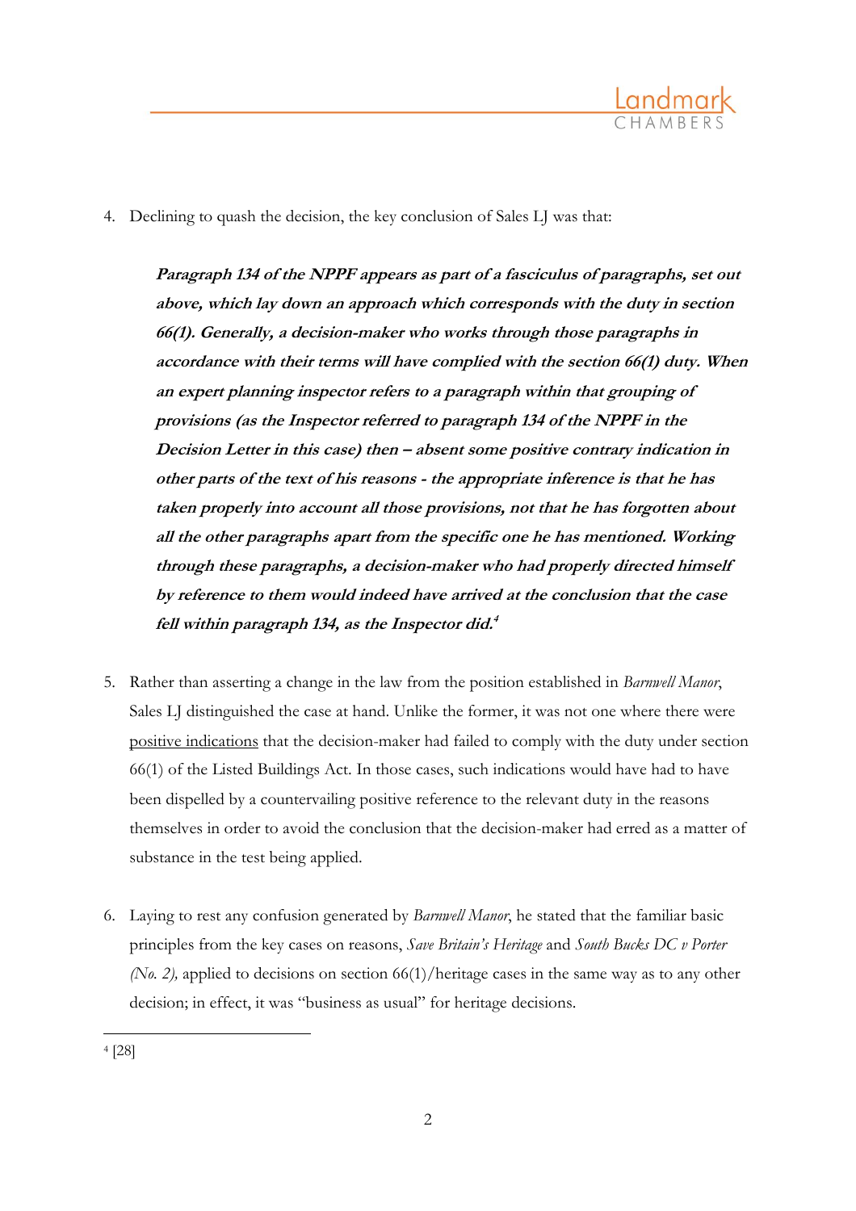4. Declining to quash the decision, the key conclusion of Sales LJ was that:

> ***Paragraph 134 of the NPPF appears as part of a fasciculus of paragraphs, set out above, which lay down an approach which corresponds with the duty in section 66(1). Generally, a decision-maker who works through those paragraphs in accordance with their terms will have complied with the section 66(1) duty. When an expert planning inspector refers to a paragraph within that grouping of provisions (as the Inspector referred to paragraph 134 of the NPPF in the Decision Letter in this case) then – absent some positive contrary indication in other parts of the text of his reasons - the appropriate inference is that he has taken properly into account all those provisions, not that he has forgotten about all the other paragraphs apart from the specific one he has mentioned. Working through these paragraphs, a decision-maker who had properly directed himself by reference to them would indeed have arrived at the conclusion that the case fell within paragraph 134, as the Inspector did.***[4]

5. Rather than asserting a change in the law from the position established in *Barnwell Manor*, Sales LJ distinguished the case at hand. Unlike the former, it was not one where there were positive indications that the decision-maker had failed to comply with the duty under section 66(1) of the Listed Buildings Act. In those cases, such indications would have had to have been dispelled by a countervailing positive reference to the relevant duty in the reasons themselves in order to avoid the conclusion that the decision-maker had erred as a matter of substance in the test being applied.

6. Laying to rest any confusion generated by *Barnwell Manor*, he stated that the familiar basic principles from the key cases on reasons, *Save Britain's Heritage* and *South Bucks DC v Porter (No. 2),* applied to decisions on section 66(1)/heritage cases in the same way as to any other decision; in effect, it was "business as usual" for heritage decisions.

[4] [28]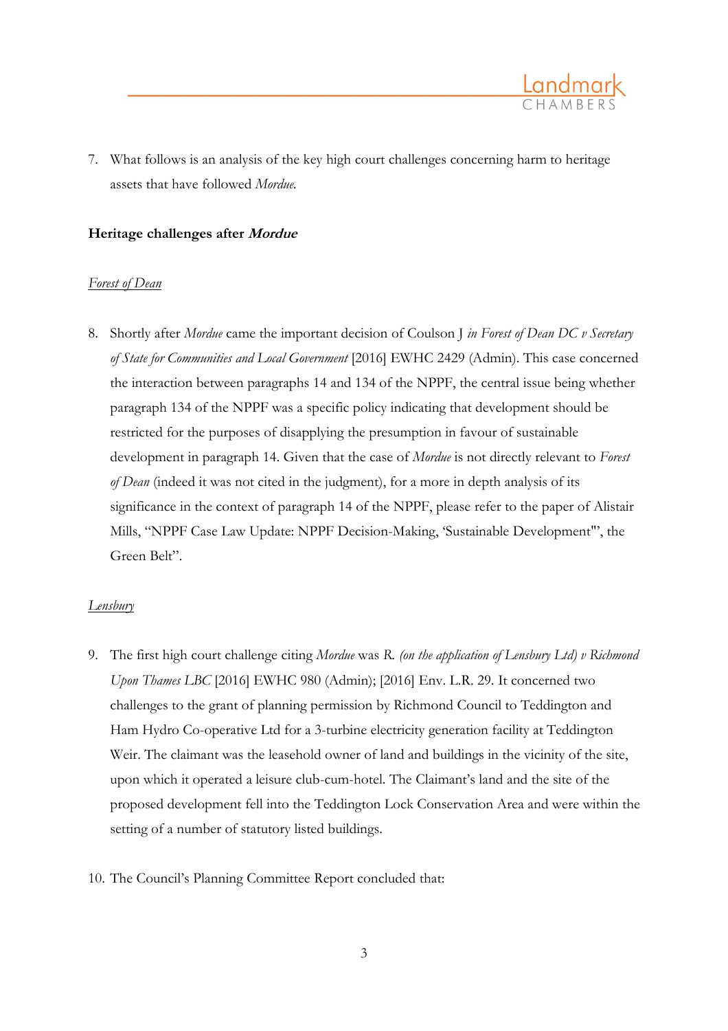7. What follows is an analysis of the key high court challenges concerning harm to heritage assets that have followed *Mordue.*

**Heritage challenges after *Mordue***

*Forest of Dean*

8. Shortly after *Mordue* came the important decision of Coulson J *in Forest of Dean DC v Secretary of State for Communities and Local Government* [2016] EWHC 2429 (Admin). This case concerned the interaction between paragraphs 14 and 134 of the NPPF, the central issue being whether paragraph 134 of the NPPF was a specific policy indicating that development should be restricted for the purposes of disapplying the presumption in favour of sustainable development in paragraph 14. Given that the case of *Mordue* is not directly relevant to *Forest of Dean* (indeed it was not cited in the judgment), for a more in depth analysis of its significance in the context of paragraph 14 of the NPPF, please refer to the paper of Alistair Mills, "NPPF Case Law Update: NPPF Decision-Making, 'Sustainable Development'", the Green Belt".

*Lensbury*

9. The first high court challenge citing *Mordue* was *R. (on the application of Lensbury Ltd) v Richmond Upon Thames LBC* [2016] EWHC 980 (Admin); [2016] Env. L.R. 29. It concerned two challenges to the grant of planning permission by Richmond Council to Teddington and Ham Hydro Co-operative Ltd for a 3-turbine electricity generation facility at Teddington Weir. The claimant was the leasehold owner of land and buildings in the vicinity of the site, upon which it operated a leisure club-cum-hotel. The Claimant's land and the site of the proposed development fell into the Teddington Lock Conservation Area and were within the setting of a number of statutory listed buildings.

10. The Council's Planning Committee Report concluded that: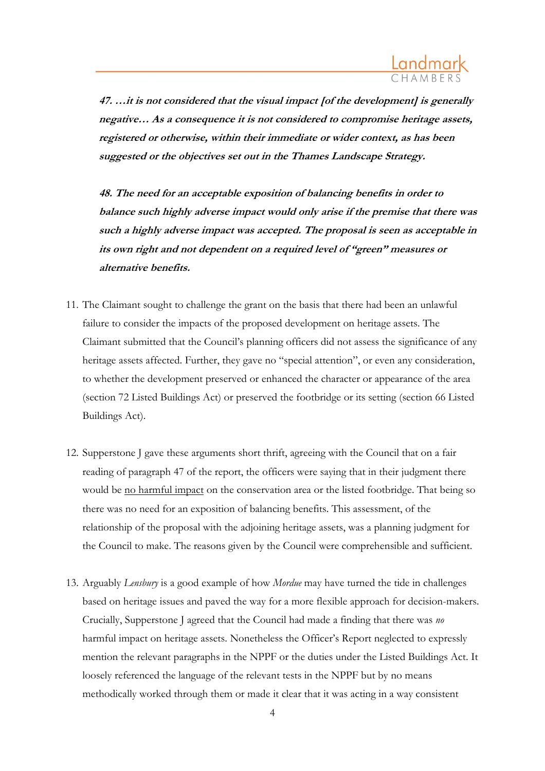> ***47. …it is not considered that the visual impact [of the development] is generally negative… As a consequence it is not considered to compromise heritage assets, registered or otherwise, within their immediate or wider context, as has been suggested or the objectives set out in the Thames Landscape Strategy.***
>
> ***48. The need for an acceptable exposition of balancing benefits in order to balance such highly adverse impact would only arise if the premise that there was such a highly adverse impact was accepted. The proposal is seen as acceptable in its own right and not dependent on a required level of "green" measures or alternative benefits.***

11. The Claimant sought to challenge the grant on the basis that there had been an unlawful failure to consider the impacts of the proposed development on heritage assets. The Claimant submitted that the Council's planning officers did not assess the significance of any heritage assets affected. Further, they gave no "special attention", or even any consideration, to whether the development preserved or enhanced the character or appearance of the area (section 72 Listed Buildings Act) or preserved the footbridge or its setting (section 66 Listed Buildings Act).

12. Supperstone J gave these arguments short thrift, agreeing with the Council that on a fair reading of paragraph 47 of the report, the officers were saying that in their judgment there would be <u>no harmful impact</u> on the conservation area or the listed footbridge. That being so there was no need for an exposition of balancing benefits. This assessment, of the relationship of the proposal with the adjoining heritage assets, was a planning judgment for the Council to make. The reasons given by the Council were comprehensible and sufficient.

13. Arguably *Lensbury* is a good example of how *Mordue* may have turned the tide in challenges based on heritage issues and paved the way for a more flexible approach for decision-makers. Crucially, Supperstone J agreed that the Council had made a finding that there was *no* harmful impact on heritage assets. Nonetheless the Officer's Report neglected to expressly mention the relevant paragraphs in the NPPF or the duties under the Listed Buildings Act. It loosely referenced the language of the relevant tests in the NPPF but by no means methodically worked through them or made it clear that it was acting in a way consistent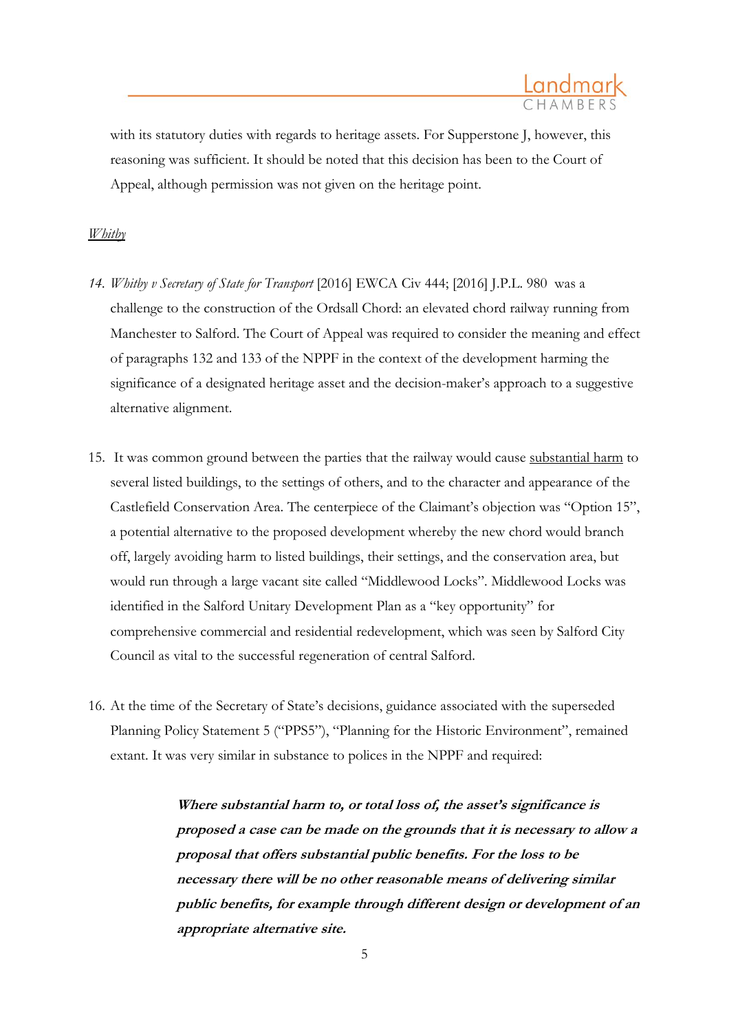with its statutory duties with regards to heritage assets. For Supperstone J, however, this reasoning was sufficient. It should be noted that this decision has been to the Court of Appeal, although permission was not given on the heritage point.

*Whitby*

14. *Whitby v Secretary of State for Transport* [2016] EWCA Civ 444; [2016] J.P.L. 980 was a challenge to the construction of the Ordsall Chord: an elevated chord railway running from Manchester to Salford. The Court of Appeal was required to consider the meaning and effect of paragraphs 132 and 133 of the NPPF in the context of the development harming the significance of a designated heritage asset and the decision-maker's approach to a suggestive alternative alignment.

15. It was common ground between the parties that the railway would cause substantial harm to several listed buildings, to the settings of others, and to the character and appearance of the Castlefield Conservation Area. The centerpiece of the Claimant's objection was "Option 15", a potential alternative to the proposed development whereby the new chord would branch off, largely avoiding harm to listed buildings, their settings, and the conservation area, but would run through a large vacant site called "Middlewood Locks". Middlewood Locks was identified in the Salford Unitary Development Plan as a "key opportunity" for comprehensive commercial and residential redevelopment, which was seen by Salford City Council as vital to the successful regeneration of central Salford.

16. At the time of the Secretary of State's decisions, guidance associated with the superseded Planning Policy Statement 5 ("PPS5"), "Planning for the Historic Environment", remained extant. It was very similar in substance to polices in the NPPF and required:

> ***Where substantial harm to, or total loss of, the asset's significance is proposed a case can be made on the grounds that it is necessary to allow a proposal that offers substantial public benefits. For the loss to be necessary there will be no other reasonable means of delivering similar public benefits, for example through different design or development of an appropriate alternative site.***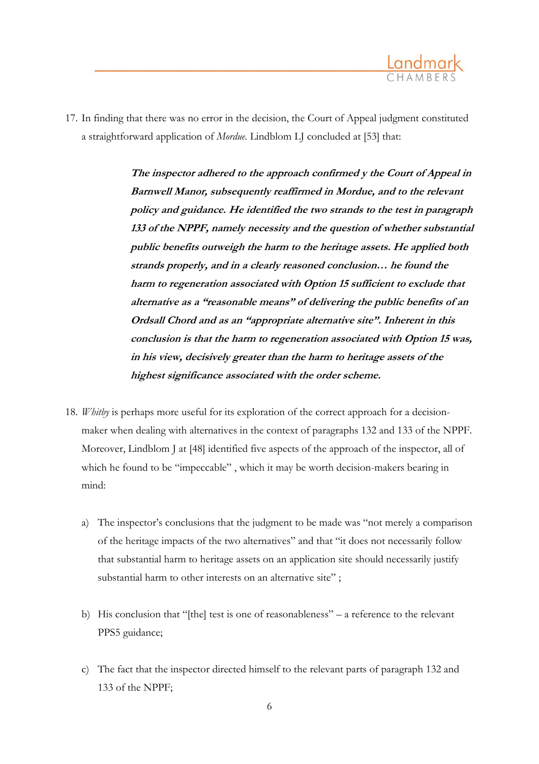17. In finding that there was no error in the decision, the Court of Appeal judgment constituted a straightforward application of *Mordue*. Lindblom LJ concluded at [53] that:

> ***The inspector adhered to the approach confirmed y the Court of Appeal in Barnwell Manor, subsequently reaffirmed in Mordue, and to the relevant policy and guidance. He identified the two strands to the test in paragraph 133 of the NPPF, namely necessity and the question of whether substantial public benefits outweigh the harm to the heritage assets. He applied both strands properly, and in a clearly reasoned conclusion… he found the harm to regeneration associated with Option 15 sufficient to exclude that alternative as a "reasonable means" of delivering the public benefits of an Ordsall Chord and as an "appropriate alternative site". Inherent in this conclusion is that the harm to regeneration associated with Option 15 was, in his view, decisively greater than the harm to heritage assets of the highest significance associated with the order scheme.***

18. *Whitby* is perhaps more useful for its exploration of the correct approach for a decision-maker when dealing with alternatives in the context of paragraphs 132 and 133 of the NPPF. Moreover, Lindblom J at [48] identified five aspects of the approach of the inspector, all of which he found to be "impeccable" , which it may be worth decision-makers bearing in mind:

    a) The inspector's conclusions that the judgment to be made was "not merely a comparison of the heritage impacts of the two alternatives" and that "it does not necessarily follow that substantial harm to heritage assets on an application site should necessarily justify substantial harm to other interests on an alternative site" ;

    b) His conclusion that "[the] test is one of reasonableness" – a reference to the relevant PPS5 guidance;

    c) The fact that the inspector directed himself to the relevant parts of paragraph 132 and 133 of the NPPF;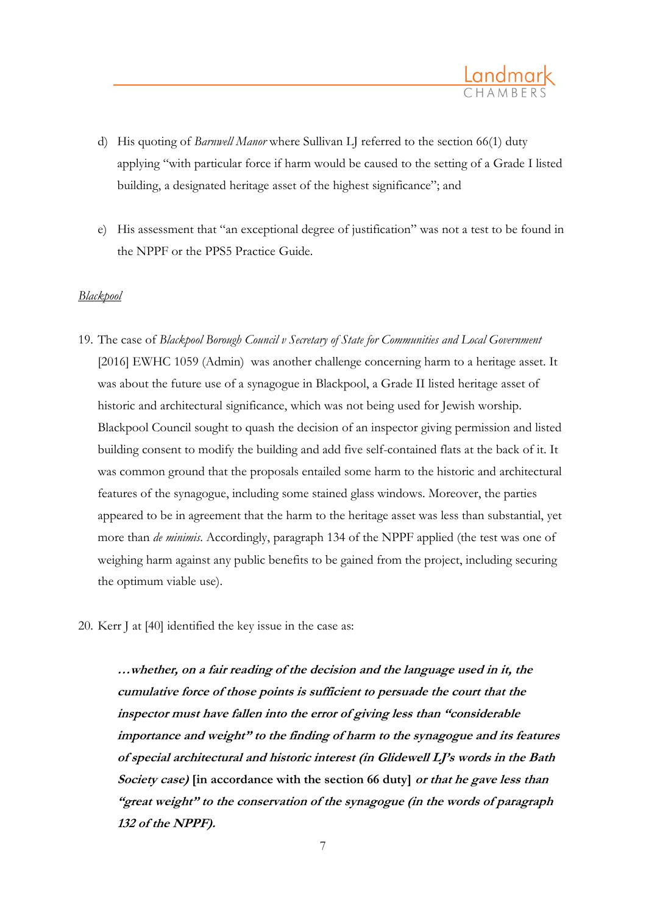d) His quoting of *Barnwell Manor* where Sullivan LJ referred to the section 66(1) duty applying "with particular force if harm would be caused to the setting of a Grade I listed building, a designated heritage asset of the highest significance"; and

e) His assessment that "an exceptional degree of justification" was not a test to be found in the NPPF or the PPS5 Practice Guide.

*Blackpool*

19. The case of *Blackpool Borough Council v Secretary of State for Communities and Local Government* [2016] EWHC 1059 (Admin) was another challenge concerning harm to a heritage asset. It was about the future use of a synagogue in Blackpool, a Grade II listed heritage asset of historic and architectural significance, which was not being used for Jewish worship. Blackpool Council sought to quash the decision of an inspector giving permission and listed building consent to modify the building and add five self-contained flats at the back of it. It was common ground that the proposals entailed some harm to the historic and architectural features of the synagogue, including some stained glass windows. Moreover, the parties appeared to be in agreement that the harm to the heritage asset was less than substantial, yet more than *de minimis*. Accordingly, paragraph 134 of the NPPF applied (the test was one of weighing harm against any public benefits to be gained from the project, including securing the optimum viable use).

20. Kerr J at [40] identified the key issue in the case as:

> ***…whether, on a fair reading of the decision and the language used in it, the cumulative force of those points is sufficient to persuade the court that the inspector must have fallen into the error of giving less than "considerable importance and weight" to the finding of harm to the synagogue and its features of special architectural and historic interest (in Glidewell LJ's words in the Bath Society case)*** **[in accordance with the section 66 duty]** ***or that he gave less than "great weight" to the conservation of the synagogue (in the words of paragraph 132 of the NPPF).***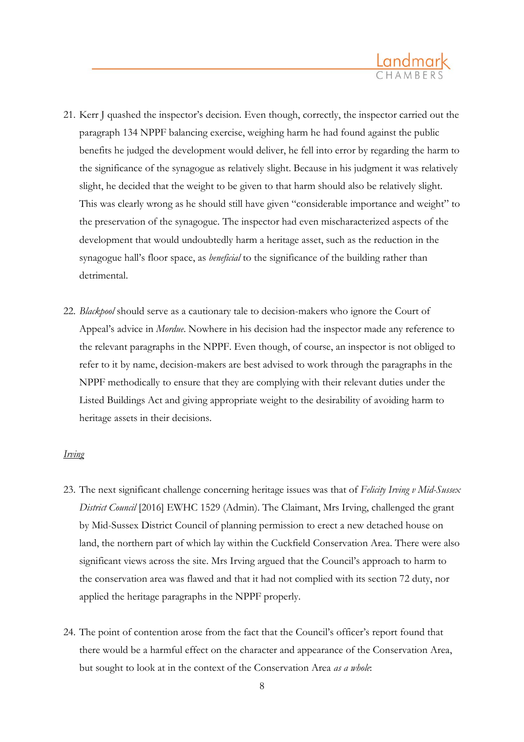21. Kerr J quashed the inspector's decision. Even though, correctly, the inspector carried out the paragraph 134 NPPF balancing exercise, weighing harm he had found against the public benefits he judged the development would deliver, he fell into error by regarding the harm to the significance of the synagogue as relatively slight. Because in his judgment it was relatively slight, he decided that the weight to be given to that harm should also be relatively slight. This was clearly wrong as he should still have given "considerable importance and weight" to the preservation of the synagogue. The inspector had even mischaracterized aspects of the development that would undoubtedly harm a heritage asset, such as the reduction in the synagogue hall's floor space, as *beneficial* to the significance of the building rather than detrimental.

22. *Blackpool* should serve as a cautionary tale to decision-makers who ignore the Court of Appeal's advice in *Mordue*. Nowhere in his decision had the inspector made any reference to the relevant paragraphs in the NPPF. Even though, of course, an inspector is not obliged to refer to it by name, decision-makers are best advised to work through the paragraphs in the NPPF methodically to ensure that they are complying with their relevant duties under the Listed Buildings Act and giving appropriate weight to the desirability of avoiding harm to heritage assets in their decisions.

*Irving*

23. The next significant challenge concerning heritage issues was that of *Felicity Irving v Mid-Sussex District Council* [2016] EWHC 1529 (Admin). The Claimant, Mrs Irving, challenged the grant by Mid-Sussex District Council of planning permission to erect a new detached house on land, the northern part of which lay within the Cuckfield Conservation Area. There were also significant views across the site. Mrs Irving argued that the Council's approach to harm to the conservation area was flawed and that it had not complied with its section 72 duty, nor applied the heritage paragraphs in the NPPF properly.

24. The point of contention arose from the fact that the Council's officer's report found that there would be a harmful effect on the character and appearance of the Conservation Area, but sought to look at in the context of the Conservation Area *as a whole*: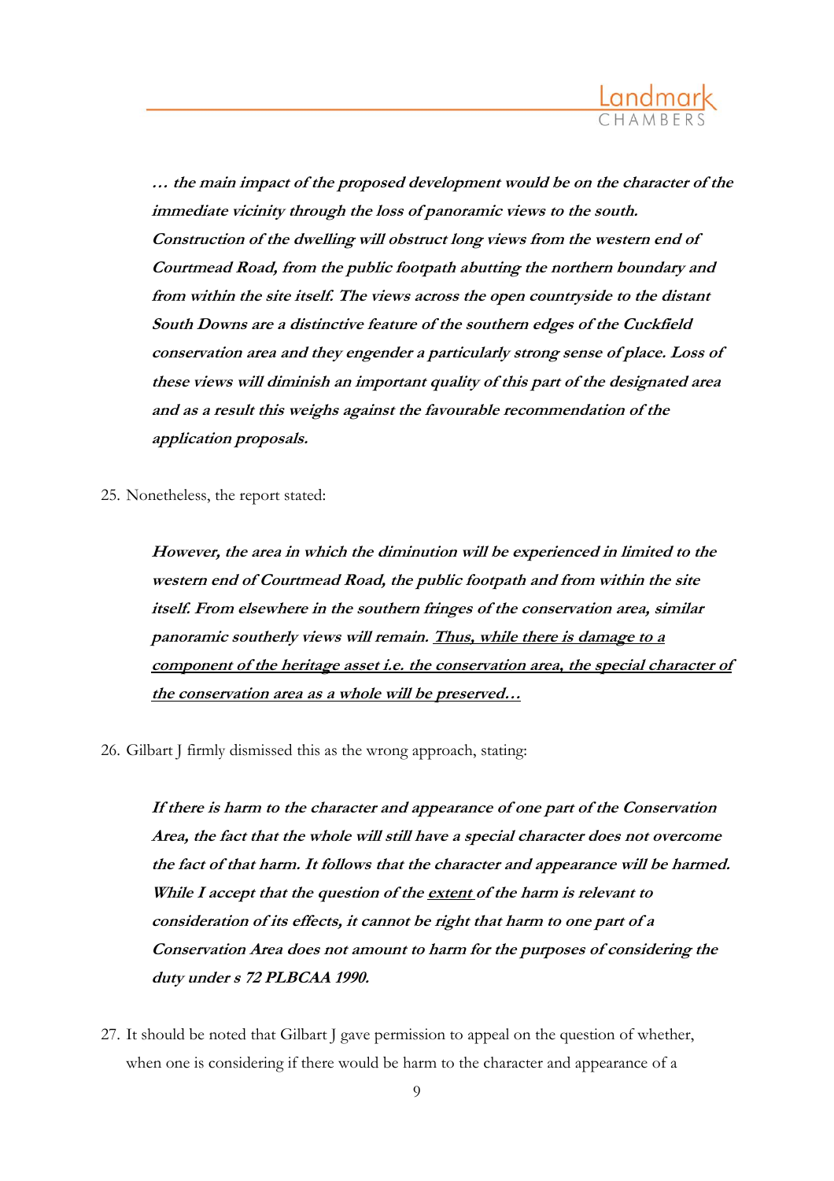> ***… the main impact of the proposed development would be on the character of the immediate vicinity through the loss of panoramic views to the south. Construction of the dwelling will obstruct long views from the western end of Courtmead Road, from the public footpath abutting the northern boundary and from within the site itself. The views across the open countryside to the distant South Downs are a distinctive feature of the southern edges of the Cuckfield conservation area and they engender a particularly strong sense of place. Loss of these views will diminish an important quality of this part of the designated area and as a result this weighs against the favourable recommendation of the application proposals.***

25. Nonetheless, the report stated:

> ***However, the area in which the diminution will be experienced in limited to the western end of Courtmead Road, the public footpath and from within the site itself. From elsewhere in the southern fringes of the conservation area, similar panoramic southerly views will remain. <u>Thus, while there is damage to a component of the heritage asset i.e. the conservation area, the special character of the conservation area as a whole will be preserved…</u>***

26. Gilbart J firmly dismissed this as the wrong approach, stating:

> ***If there is harm to the character and appearance of one part of the Conservation Area, the fact that the whole will still have a special character does not overcome the fact of that harm. It follows that the character and appearance will be harmed. While I accept that the question of the <u>extent</u> of the harm is relevant to consideration of its effects, it cannot be right that harm to one part of a Conservation Area does not amount to harm for the purposes of considering the duty under s 72 PLBCAA 1990.***

27. It should be noted that Gilbart J gave permission to appeal on the question of whether, when one is considering if there would be harm to the character and appearance of a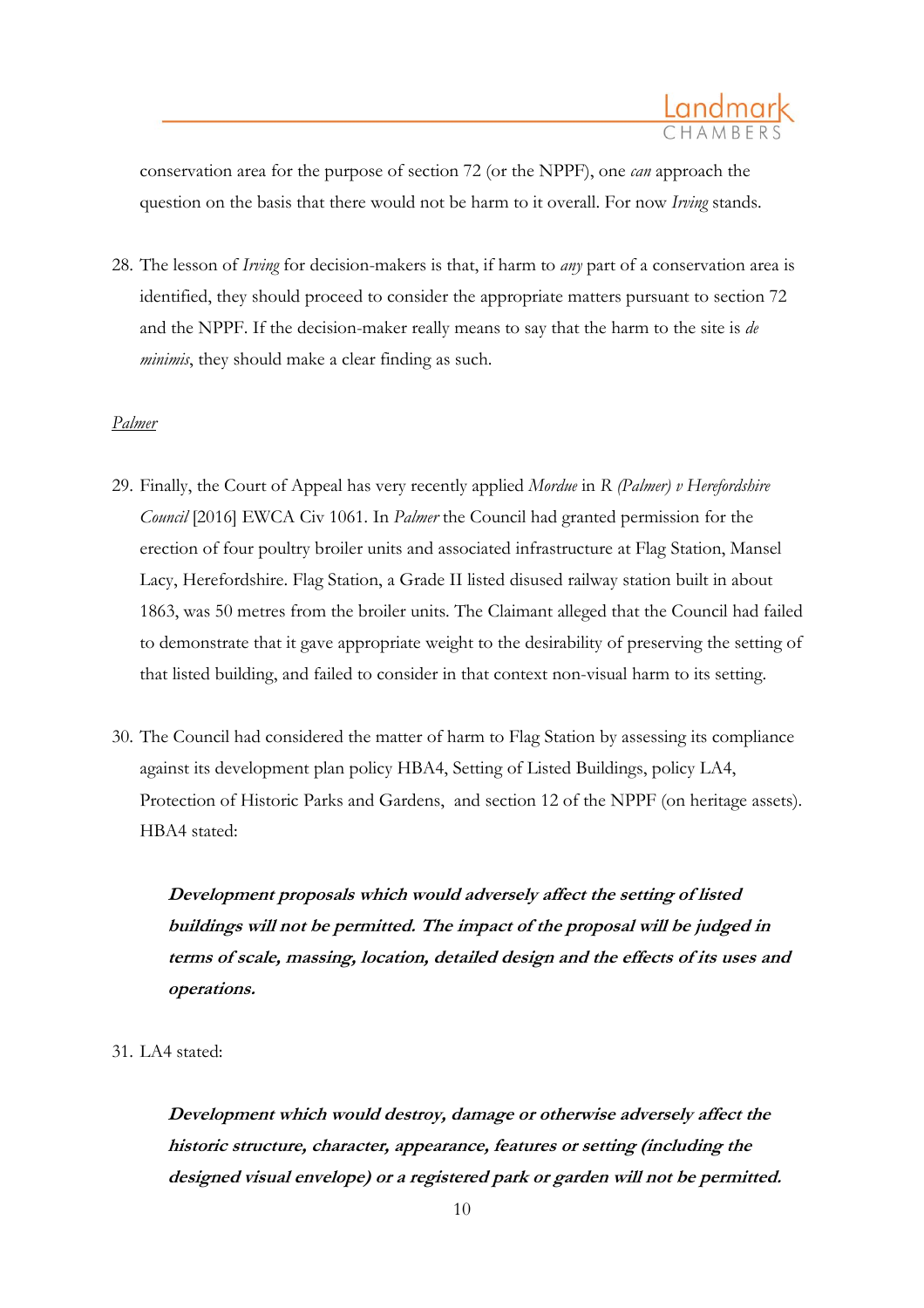conservation area for the purpose of section 72 (or the NPPF), one *can* approach the question on the basis that there would not be harm to it overall. For now *Irving* stands.

28. The lesson of *Irving* for decision-makers is that, if harm to *any* part of a conservation area is identified, they should proceed to consider the appropriate matters pursuant to section 72 and the NPPF. If the decision-maker really means to say that the harm to the site is *de minimis*, they should make a clear finding as such.

*Palmer*

29. Finally, the Court of Appeal has very recently applied *Mordue* in *R (Palmer) v Herefordshire Council* [2016] EWCA Civ 1061. In *Palmer* the Council had granted permission for the erection of four poultry broiler units and associated infrastructure at Flag Station, Mansel Lacy, Herefordshire. Flag Station, a Grade II listed disused railway station built in about 1863, was 50 metres from the broiler units. The Claimant alleged that the Council had failed to demonstrate that it gave appropriate weight to the desirability of preserving the setting of that listed building, and failed to consider in that context non-visual harm to its setting.

30. The Council had considered the matter of harm to Flag Station by assessing its compliance against its development plan policy HBA4, Setting of Listed Buildings, policy LA4, Protection of Historic Parks and Gardens, and section 12 of the NPPF (on heritage assets). HBA4 stated:

> ***Development proposals which would adversely affect the setting of listed buildings will not be permitted. The impact of the proposal will be judged in terms of scale, massing, location, detailed design and the effects of its uses and operations.***

31. LA4 stated:

> ***Development which would destroy, damage or otherwise adversely affect the historic structure, character, appearance, features or setting (including the designed visual envelope) or a registered park or garden will not be permitted.***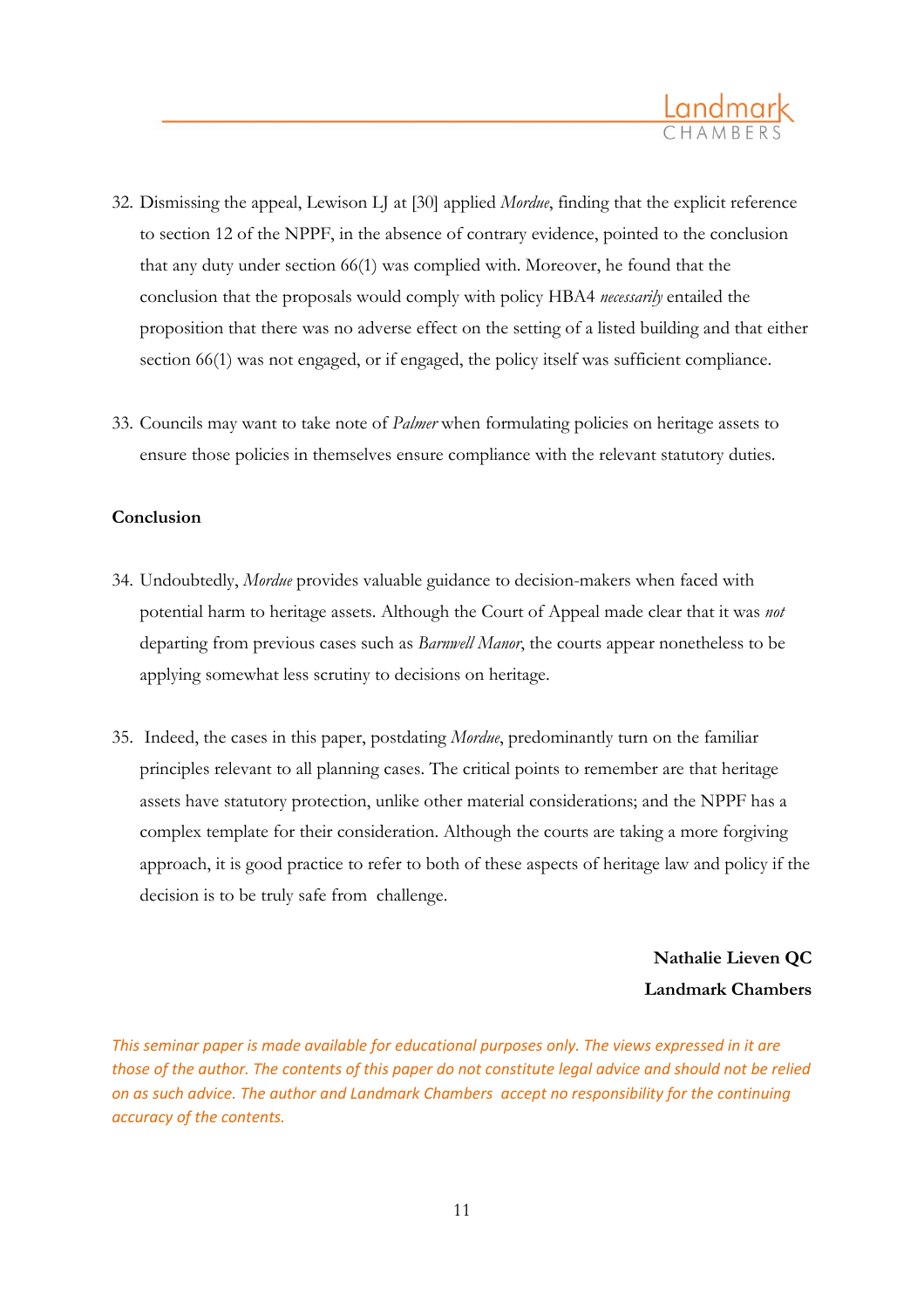32. Dismissing the appeal, Lewison LJ at [30] applied *Mordue*, finding that the explicit reference to section 12 of the NPPF, in the absence of contrary evidence, pointed to the conclusion that any duty under section 66(1) was complied with. Moreover, he found that the conclusion that the proposals would comply with policy HBA4 *necessarily* entailed the proposition that there was no adverse effect on the setting of a listed building and that either section 66(1) was not engaged, or if engaged, the policy itself was sufficient compliance.

33. Councils may want to take note of *Palmer* when formulating policies on heritage assets to ensure those policies in themselves ensure compliance with the relevant statutory duties.

**Conclusion**

34. Undoubtedly, *Mordue* provides valuable guidance to decision-makers when faced with potential harm to heritage assets. Although the Court of Appeal made clear that it was *not* departing from previous cases such as *Barnwell Manor*, the courts appear nonetheless to be applying somewhat less scrutiny to decisions on heritage.

35. Indeed, the cases in this paper, postdating *Mordue*, predominantly turn on the familiar principles relevant to all planning cases. The critical points to remember are that heritage assets have statutory protection, unlike other material considerations; and the NPPF has a complex template for their consideration. Although the courts are taking a more forgiving approach, it is good practice to refer to both of these aspects of heritage law and policy if the decision is to be truly safe from challenge.

**Nathalie Lieven QC**
**Landmark Chambers**

*This seminar paper is made available for educational purposes only. The views expressed in it are those of the author. The contents of this paper do not constitute legal advice and should not be relied on as such advice. The author and Landmark Chambers accept no responsibility for the continuing accuracy of the contents.*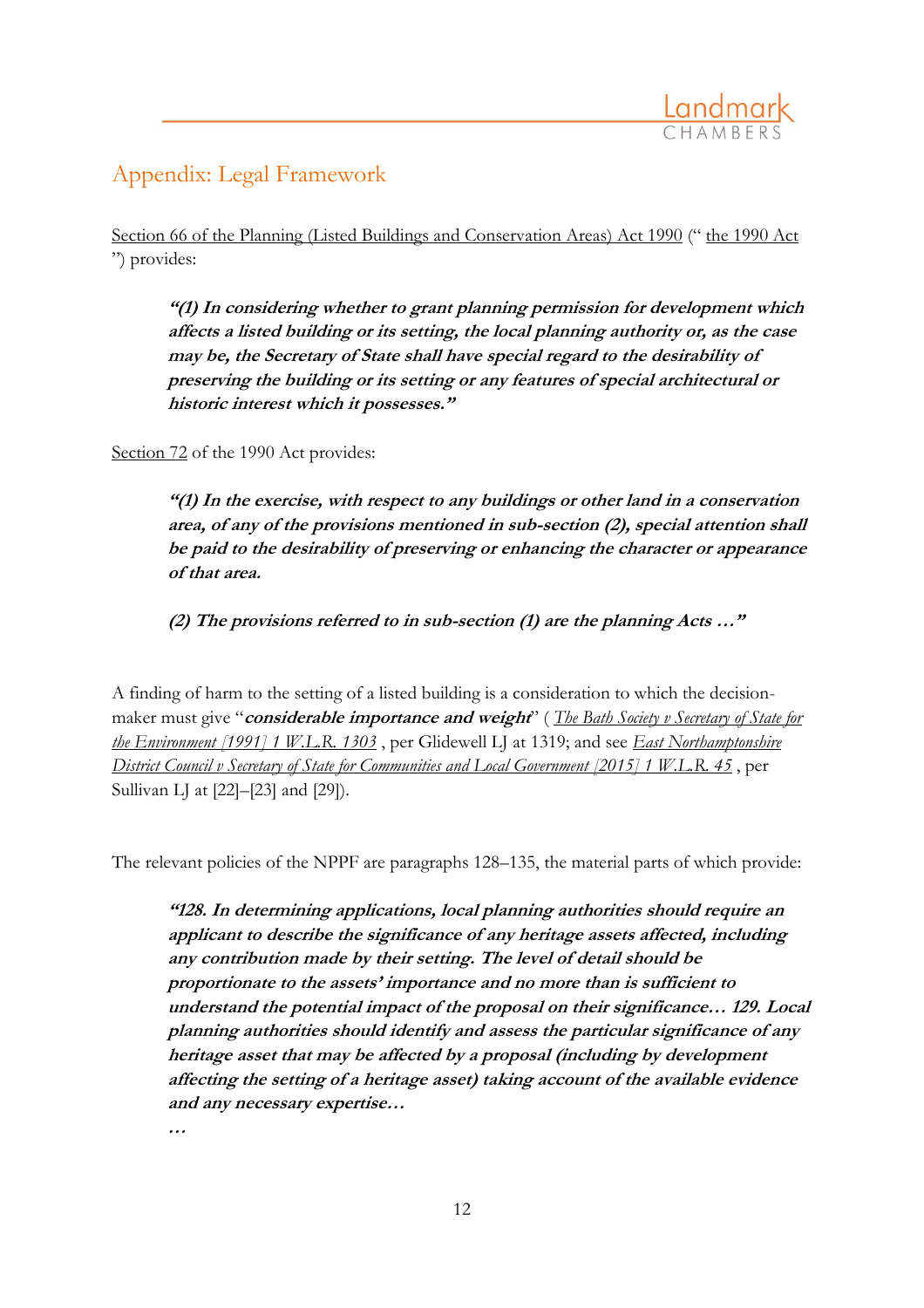## Appendix: Legal Framework

Section 66 of the Planning (Listed Buildings and Conservation Areas) Act 1990 (" the 1990 Act ") provides:

> ***"(1) In considering whether to grant planning permission for development which affects a listed building or its setting, the local planning authority or, as the case may be, the Secretary of State shall have special regard to the desirability of preserving the building or its setting or any features of special architectural or historic interest which it possesses."***

Section 72 of the 1990 Act provides:

> ***"(1) In the exercise, with respect to any buildings or other land in a conservation area, of any of the provisions mentioned in sub-section (2), special attention shall be paid to the desirability of preserving or enhancing the character or appearance of that area.***
>
> ***(2) The provisions referred to in sub-section (1) are the planning Acts …"***

A finding of harm to the setting of a listed building is a consideration to which the decision-maker must give "***considerable importance and weight***" ( *The Bath Society v Secretary of State for the Environment [1991] 1 W.L.R. 1303* , per Glidewell LJ at 1319; and see *East Northamptonshire District Council v Secretary of State for Communities and Local Government [2015] 1 W.L.R. 45* , per Sullivan LJ at [22]–[23] and [29]).

The relevant policies of the NPPF are paragraphs 128–135, the material parts of which provide:

> ***"128. In determining applications, local planning authorities should require an applicant to describe the significance of any heritage assets affected, including any contribution made by their setting. The level of detail should be proportionate to the assets' importance and no more than is sufficient to understand the potential impact of the proposal on their significance… 129. Local planning authorities should identify and assess the particular significance of any heritage asset that may be affected by a proposal (including by development affecting the setting of a heritage asset) taking account of the available evidence and any necessary expertise…***
>
> ***…***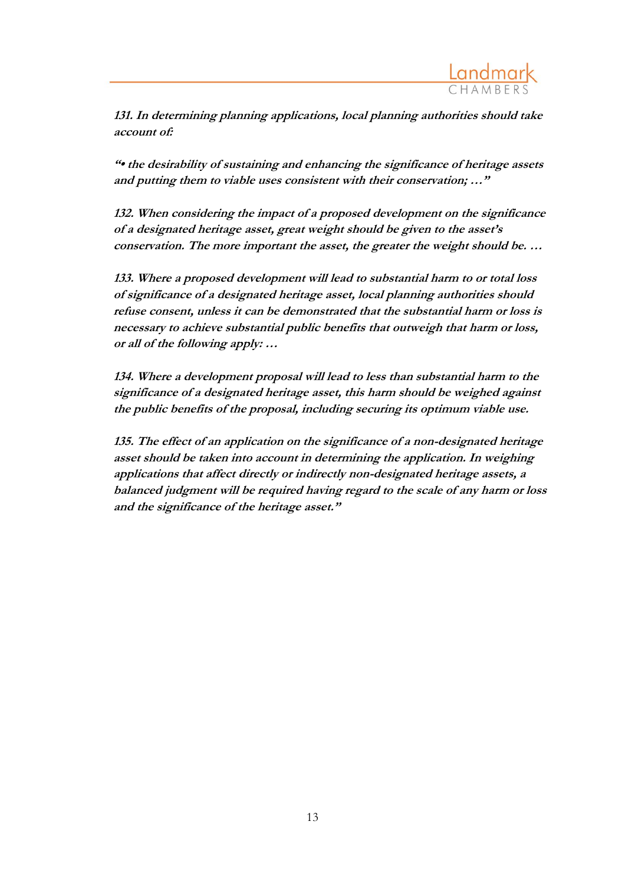***131. In determining planning applications, local planning authorities should take account of:***

***"• the desirability of sustaining and enhancing the significance of heritage assets and putting them to viable uses consistent with their conservation; …"***

***132. When considering the impact of a proposed development on the significance of a designated heritage asset, great weight should be given to the asset's conservation. The more important the asset, the greater the weight should be. …***

***133. Where a proposed development will lead to substantial harm to or total loss of significance of a designated heritage asset, local planning authorities should refuse consent, unless it can be demonstrated that the substantial harm or loss is necessary to achieve substantial public benefits that outweigh that harm or loss, or all of the following apply: …***

***134. Where a development proposal will lead to less than substantial harm to the significance of a designated heritage asset, this harm should be weighed against the public benefits of the proposal, including securing its optimum viable use.***

***135. The effect of an application on the significance of a non-designated heritage asset should be taken into account in determining the application. In weighing applications that affect directly or indirectly non-designated heritage assets, a balanced judgment will be required having regard to the scale of any harm or loss and the significance of the heritage asset."***